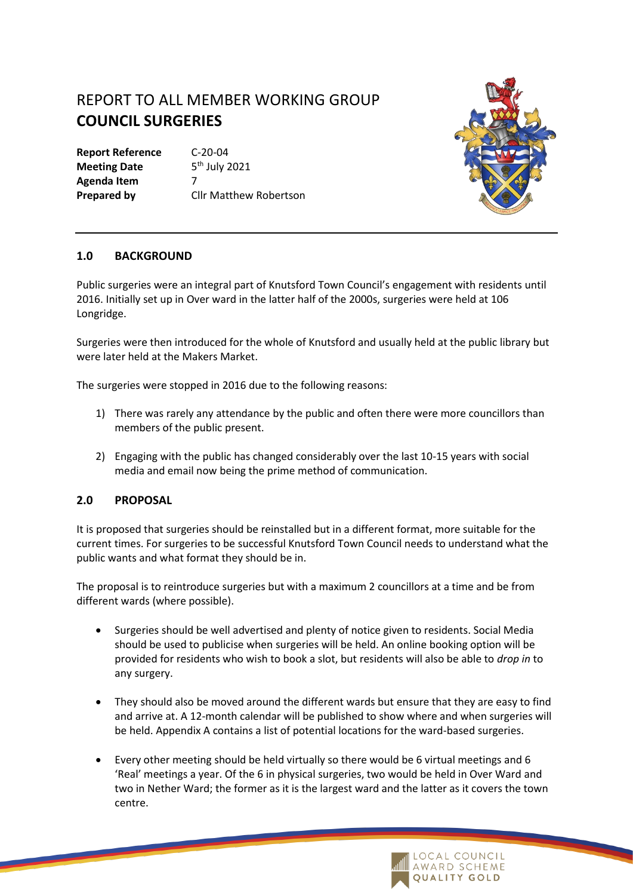# REPORT TO ALL MEMBER WORKING GROUP

## COUNCIL SURGERIES

| | |
|---|---|
| **Report Reference** | C-20-04 |
| **Meeting Date** | 5th July 2021 |
| **Agenda Item** | 7 |
| **Prepared by** | Cllr Matthew Robertson |

### 1.0 BACKGROUND

Public surgeries were an integral part of Knutsford Town Council's engagement with residents until 2016. Initially set up in Over ward in the latter half of the 2000s, surgeries were held at 106 Longridge.

Surgeries were then introduced for the whole of Knutsford and usually held at the public library but were later held at the Makers Market.

The surgeries were stopped in 2016 due to the following reasons:

1) There was rarely any attendance by the public and often there were more councillors than members of the public present.

2) Engaging with the public has changed considerably over the last 10-15 years with social media and email now being the prime method of communication.

### 2.0 PROPOSAL

It is proposed that surgeries should be reinstalled but in a different format, more suitable for the current times. For surgeries to be successful Knutsford Town Council needs to understand what the public wants and what format they should be in.

The proposal is to reintroduce surgeries but with a maximum 2 councillors at a time and be from different wards (where possible).

- Surgeries should be well advertised and plenty of notice given to residents. Social Media should be used to publicise when surgeries will be held. An online booking option will be provided for residents who wish to book a slot, but residents will also be able to *drop in* to any surgery.

- They should also be moved around the different wards but ensure that they are easy to find and arrive at. A 12-month calendar will be published to show where and when surgeries will be held. Appendix A contains a list of potential locations for the ward-based surgeries.

- Every other meeting should be held virtually so there would be 6 virtual meetings and 6 'Real' meetings a year. Of the 6 in physical surgeries, two would be held in Over Ward and two in Nether Ward; the former as it is the largest ward and the latter as it covers the town centre.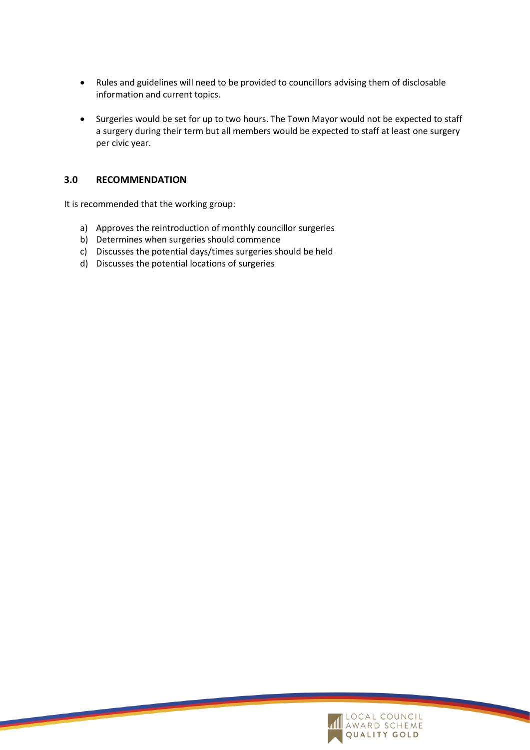- Rules and guidelines will need to be provided to councillors advising them of disclosable information and current topics.

- Surgeries would be set for up to two hours. The Town Mayor would not be expected to staff a surgery during their term but all members would be expected to staff at least one surgery per civic year.

## 3.0 RECOMMENDATION

It is recommended that the working group:

a) Approves the reintroduction of monthly councillor surgeries
b) Determines when surgeries should commence
c) Discusses the potential days/times surgeries should be held
d) Discusses the potential locations of surgeries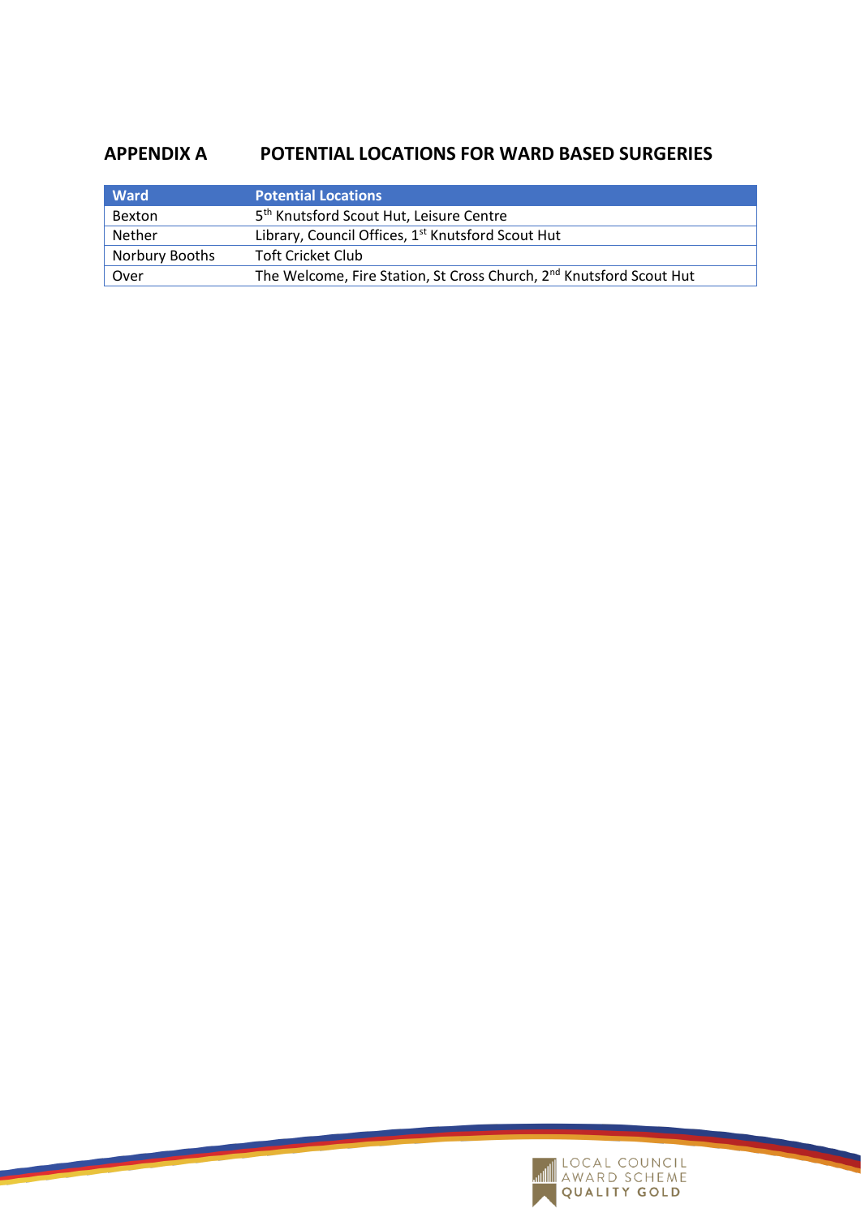## APPENDIX A POTENTIAL LOCATIONS FOR WARD BASED SURGERIES

| Ward | Potential Locations |
| --- | --- |
| Bexton | 5th Knutsford Scout Hut, Leisure Centre |
| Nether | Library, Council Offices, 1st Knutsford Scout Hut |
| Norbury Booths | Toft Cricket Club |
| Over | The Welcome, Fire Station, St Cross Church, 2nd Knutsford Scout Hut |